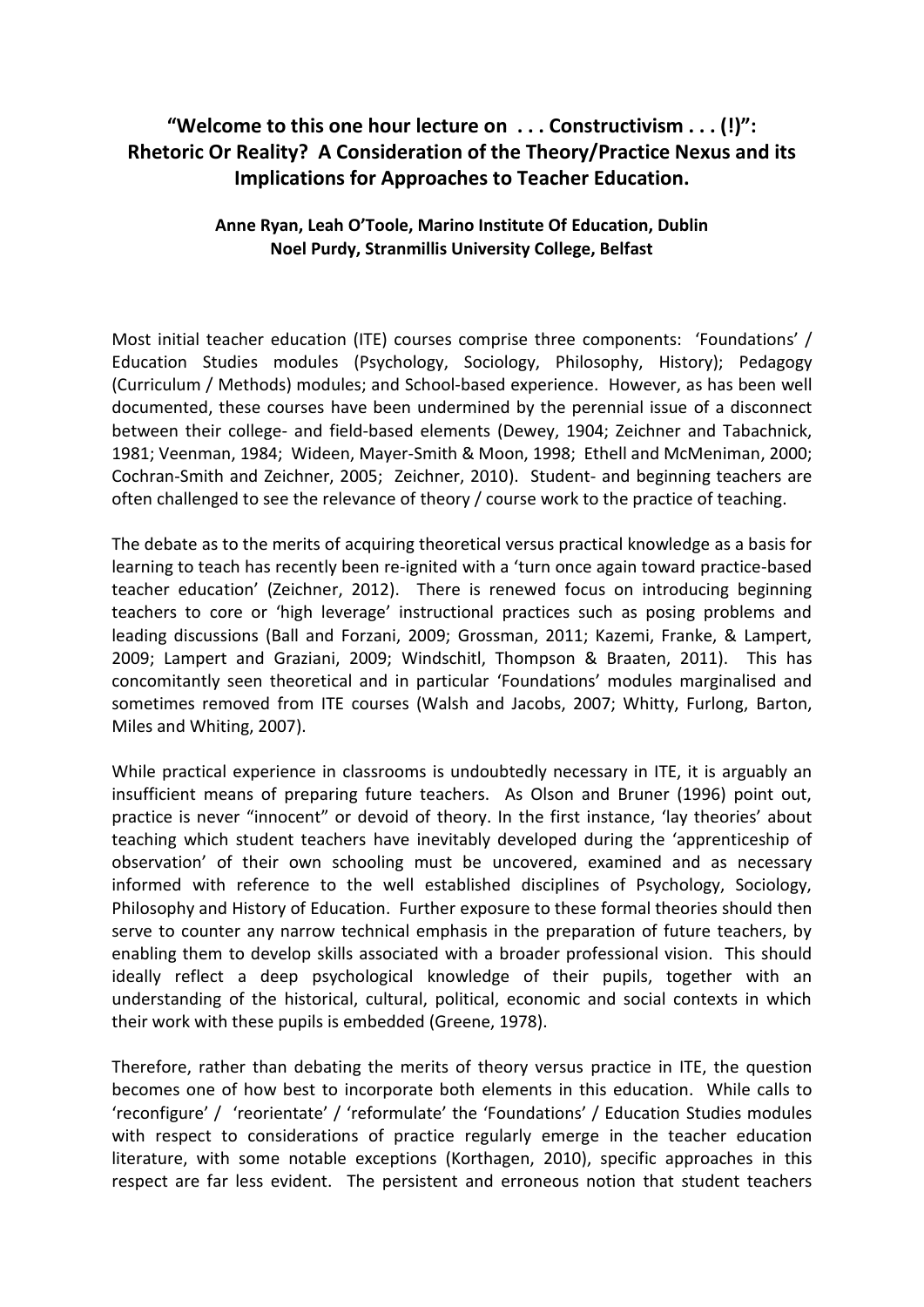# "Welcome to this one hour lecture on . . . Constructivism . . . (!)": Rhetoric Or Reality? A Consideration of the Theory/Practice Nexus and its Implications for Approaches to Teacher Education.

**Anne Ryan, Leah O'Toole, Marino Institute Of Education, Dublin**
**Noel Purdy, Stranmillis University College, Belfast**

Most initial teacher education (ITE) courses comprise three components: 'Foundations' / Education Studies modules (Psychology, Sociology, Philosophy, History); Pedagogy (Curriculum / Methods) modules; and School-based experience. However, as has been well documented, these courses have been undermined by the perennial issue of a disconnect between their college- and field-based elements (Dewey, 1904; Zeichner and Tabachnick, 1981; Veenman, 1984; Wideen, Mayer-Smith & Moon, 1998; Ethell and McMeniman, 2000; Cochran-Smith and Zeichner, 2005; Zeichner, 2010). Student- and beginning teachers are often challenged to see the relevance of theory / course work to the practice of teaching.

The debate as to the merits of acquiring theoretical versus practical knowledge as a basis for learning to teach has recently been re-ignited with a 'turn once again toward practice-based teacher education' (Zeichner, 2012). There is renewed focus on introducing beginning teachers to core or 'high leverage' instructional practices such as posing problems and leading discussions (Ball and Forzani, 2009; Grossman, 2011; Kazemi, Franke, & Lampert, 2009; Lampert and Graziani, 2009; Windschitl, Thompson & Braaten, 2011). This has concomitantly seen theoretical and in particular 'Foundations' modules marginalised and sometimes removed from ITE courses (Walsh and Jacobs, 2007; Whitty, Furlong, Barton, Miles and Whiting, 2007).

While practical experience in classrooms is undoubtedly necessary in ITE, it is arguably an insufficient means of preparing future teachers. As Olson and Bruner (1996) point out, practice is never "innocent" or devoid of theory. In the first instance, 'lay theories' about teaching which student teachers have inevitably developed during the 'apprenticeship of observation' of their own schooling must be uncovered, examined and as necessary informed with reference to the well established disciplines of Psychology, Sociology, Philosophy and History of Education. Further exposure to these formal theories should then serve to counter any narrow technical emphasis in the preparation of future teachers, by enabling them to develop skills associated with a broader professional vision. This should ideally reflect a deep psychological knowledge of their pupils, together with an understanding of the historical, cultural, political, economic and social contexts in which their work with these pupils is embedded (Greene, 1978).

Therefore, rather than debating the merits of theory versus practice in ITE, the question becomes one of how best to incorporate both elements in this education. While calls to 'reconfigure' / 'reorientate' / 'reformulate' the 'Foundations' / Education Studies modules with respect to considerations of practice regularly emerge in the teacher education literature, with some notable exceptions (Korthagen, 2010), specific approaches in this respect are far less evident. The persistent and erroneous notion that student teachers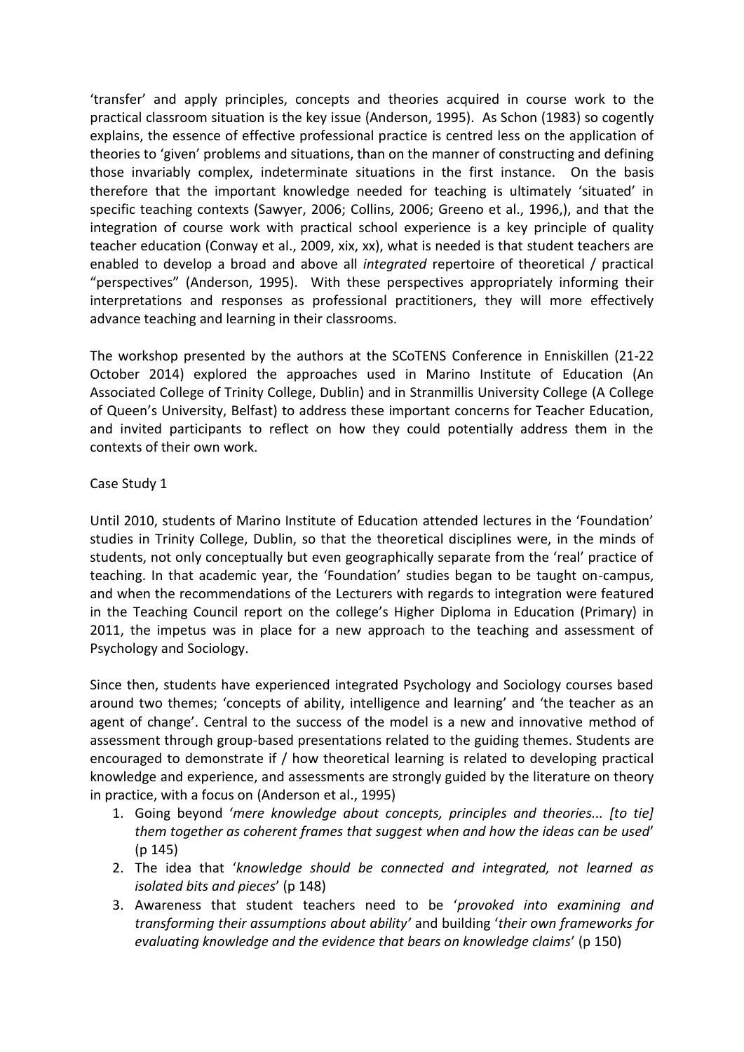'transfer' and apply principles, concepts and theories acquired in course work to the practical classroom situation is the key issue (Anderson, 1995). As Schon (1983) so cogently explains, the essence of effective professional practice is centred less on the application of theories to 'given' problems and situations, than on the manner of constructing and defining those invariably complex, indeterminate situations in the first instance. On the basis therefore that the important knowledge needed for teaching is ultimately 'situated' in specific teaching contexts (Sawyer, 2006; Collins, 2006; Greeno et al., 1996,), and that the integration of course work with practical school experience is a key principle of quality teacher education (Conway et al., 2009, xix, xx), what is needed is that student teachers are enabled to develop a broad and above all *integrated* repertoire of theoretical / practical "perspectives" (Anderson, 1995). With these perspectives appropriately informing their interpretations and responses as professional practitioners, they will more effectively advance teaching and learning in their classrooms.

The workshop presented by the authors at the SCoTENS Conference in Enniskillen (21-22 October 2014) explored the approaches used in Marino Institute of Education (An Associated College of Trinity College, Dublin) and in Stranmillis University College (A College of Queen's University, Belfast) to address these important concerns for Teacher Education, and invited participants to reflect on how they could potentially address them in the contexts of their own work.

Case Study 1

Until 2010, students of Marino Institute of Education attended lectures in the 'Foundation' studies in Trinity College, Dublin, so that the theoretical disciplines were, in the minds of students, not only conceptually but even geographically separate from the 'real' practice of teaching. In that academic year, the 'Foundation' studies began to be taught on-campus, and when the recommendations of the Lecturers with regards to integration were featured in the Teaching Council report on the college's Higher Diploma in Education (Primary) in 2011, the impetus was in place for a new approach to the teaching and assessment of Psychology and Sociology.

Since then, students have experienced integrated Psychology and Sociology courses based around two themes; 'concepts of ability, intelligence and learning' and 'the teacher as an agent of change'. Central to the success of the model is a new and innovative method of assessment through group-based presentations related to the guiding themes. Students are encouraged to demonstrate if / how theoretical learning is related to developing practical knowledge and experience, and assessments are strongly guided by the literature on theory in practice, with a focus on (Anderson et al., 1995)

1. Going beyond '*mere knowledge about concepts, principles and theories... [to tie] them together as coherent frames that suggest when and how the ideas can be used*' (p 145)
2. The idea that '*knowledge should be connected and integrated, not learned as isolated bits and pieces*' (p 148)
3. Awareness that student teachers need to be '*provoked into examining and transforming their assumptions about ability'* and building '*their own frameworks for evaluating knowledge and the evidence that bears on knowledge claims*' (p 150)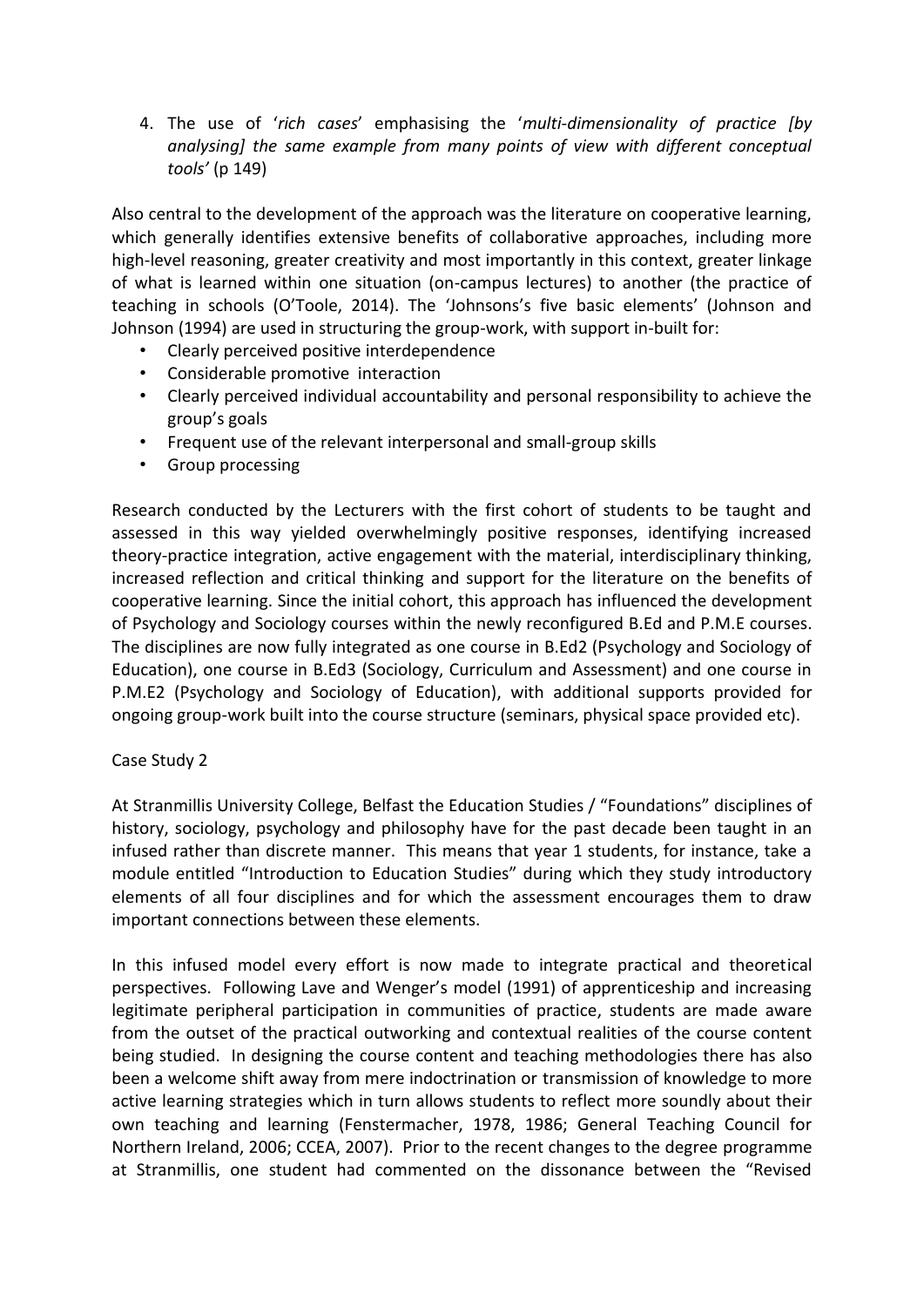4. The use of '*rich cases*' emphasising the '*multi-dimensionality of practice [by analysing] the same example from many points of view with different conceptual tools'* (p 149)

Also central to the development of the approach was the literature on cooperative learning, which generally identifies extensive benefits of collaborative approaches, including more high-level reasoning, greater creativity and most importantly in this context, greater linkage of what is learned within one situation (on-campus lectures) to another (the practice of teaching in schools (O'Toole, 2014). The 'Johnsons's five basic elements' (Johnson and Johnson (1994) are used in structuring the group-work, with support in-built for:

- Clearly perceived positive interdependence
- Considerable promotive interaction
- Clearly perceived individual accountability and personal responsibility to achieve the group's goals
- Frequent use of the relevant interpersonal and small-group skills
- Group processing

Research conducted by the Lecturers with the first cohort of students to be taught and assessed in this way yielded overwhelmingly positive responses, identifying increased theory-practice integration, active engagement with the material, interdisciplinary thinking, increased reflection and critical thinking and support for the literature on the benefits of cooperative learning. Since the initial cohort, this approach has influenced the development of Psychology and Sociology courses within the newly reconfigured B.Ed and P.M.E courses. The disciplines are now fully integrated as one course in B.Ed2 (Psychology and Sociology of Education), one course in B.Ed3 (Sociology, Curriculum and Assessment) and one course in P.M.E2 (Psychology and Sociology of Education), with additional supports provided for ongoing group-work built into the course structure (seminars, physical space provided etc).

Case Study 2

At Stranmillis University College, Belfast the Education Studies / "Foundations" disciplines of history, sociology, psychology and philosophy have for the past decade been taught in an infused rather than discrete manner. This means that year 1 students, for instance, take a module entitled "Introduction to Education Studies" during which they study introductory elements of all four disciplines and for which the assessment encourages them to draw important connections between these elements.

In this infused model every effort is now made to integrate practical and theoretical perspectives. Following Lave and Wenger's model (1991) of apprenticeship and increasing legitimate peripheral participation in communities of practice, students are made aware from the outset of the practical outworking and contextual realities of the course content being studied. In designing the course content and teaching methodologies there has also been a welcome shift away from mere indoctrination or transmission of knowledge to more active learning strategies which in turn allows students to reflect more soundly about their own teaching and learning (Fenstermacher, 1978, 1986; General Teaching Council for Northern Ireland, 2006; CCEA, 2007). Prior to the recent changes to the degree programme at Stranmillis, one student had commented on the dissonance between the "Revised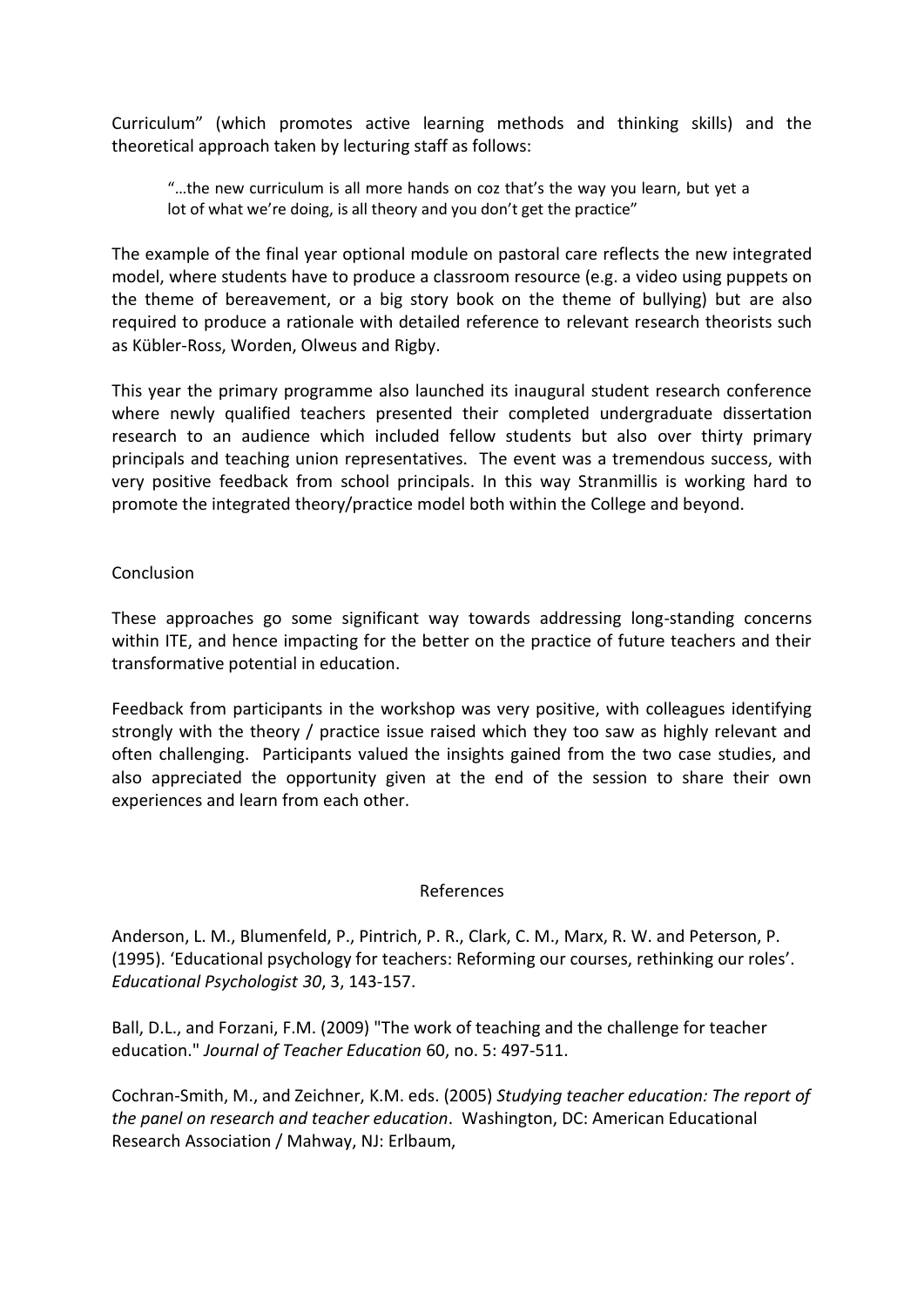Curriculum" (which promotes active learning methods and thinking skills) and the theoretical approach taken by lecturing staff as follows:

> "…the new curriculum is all more hands on coz that's the way you learn, but yet a lot of what we're doing, is all theory and you don't get the practice"

The example of the final year optional module on pastoral care reflects the new integrated model, where students have to produce a classroom resource (e.g. a video using puppets on the theme of bereavement, or a big story book on the theme of bullying) but are also required to produce a rationale with detailed reference to relevant research theorists such as Kübler-Ross, Worden, Olweus and Rigby.

This year the primary programme also launched its inaugural student research conference where newly qualified teachers presented their completed undergraduate dissertation research to an audience which included fellow students but also over thirty primary principals and teaching union representatives. The event was a tremendous success, with very positive feedback from school principals. In this way Stranmillis is working hard to promote the integrated theory/practice model both within the College and beyond.

## Conclusion

These approaches go some significant way towards addressing long-standing concerns within ITE, and hence impacting for the better on the practice of future teachers and their transformative potential in education.

Feedback from participants in the workshop was very positive, with colleagues identifying strongly with the theory / practice issue raised which they too saw as highly relevant and often challenging. Participants valued the insights gained from the two case studies, and also appreciated the opportunity given at the end of the session to share their own experiences and learn from each other.

## References

Anderson, L. M., Blumenfeld, P., Pintrich, P. R., Clark, C. M., Marx, R. W. and Peterson, P. (1995). 'Educational psychology for teachers: Reforming our courses, rethinking our roles'. *Educational Psychologist 30*, 3, 143-157.

Ball, D.L., and Forzani, F.M. (2009) "The work of teaching and the challenge for teacher education." *Journal of Teacher Education* 60, no. 5: 497-511.

Cochran-Smith, M., and Zeichner, K.M. eds. (2005) *Studying teacher education: The report of the panel on research and teacher education*. Washington, DC: American Educational Research Association / Mahway, NJ: Erlbaum,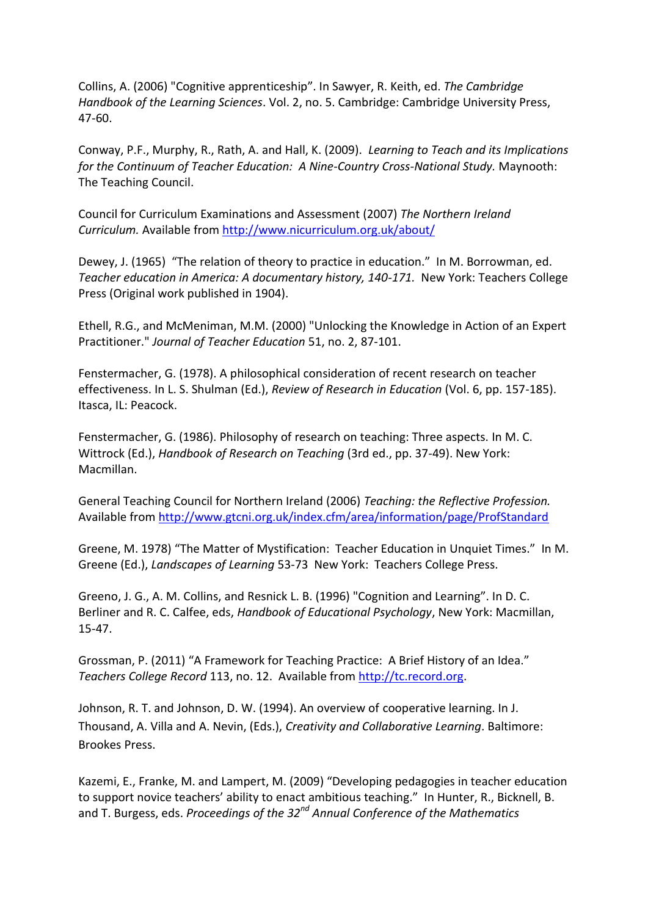Collins, A. (2006) "Cognitive apprenticeship". In Sawyer, R. Keith, ed. *The Cambridge Handbook of the Learning Sciences*. Vol. 2, no. 5. Cambridge: Cambridge University Press, 47-60.

Conway, P.F., Murphy, R., Rath, A. and Hall, K. (2009). *Learning to Teach and its Implications for the Continuum of Teacher Education: A Nine-Country Cross-National Study.* Maynooth: The Teaching Council.

Council for Curriculum Examinations and Assessment (2007) *The Northern Ireland Curriculum.* Available from http://www.nicurriculum.org.uk/about/

Dewey, J. (1965) "The relation of theory to practice in education." In M. Borrowman, ed. *Teacher education in America: A documentary history, 140-171.* New York: Teachers College Press (Original work published in 1904).

Ethell, R.G., and McMeniman, M.M. (2000) "Unlocking the Knowledge in Action of an Expert Practitioner." *Journal of Teacher Education* 51, no. 2, 87-101.

Fenstermacher, G. (1978). A philosophical consideration of recent research on teacher effectiveness. In L. S. Shulman (Ed.), *Review of Research in Education* (Vol. 6, pp. 157-185). Itasca, IL: Peacock.

Fenstermacher, G. (1986). Philosophy of research on teaching: Three aspects. In M. C. Wittrock (Ed.), *Handbook of Research on Teaching* (3rd ed., pp. 37-49). New York: Macmillan.

General Teaching Council for Northern Ireland (2006) *Teaching: the Reflective Profession.* Available from http://www.gtcni.org.uk/index.cfm/area/information/page/ProfStandard

Greene, M. 1978) "The Matter of Mystification: Teacher Education in Unquiet Times." In M. Greene (Ed.), *Landscapes of Learning* 53-73 New York: Teachers College Press.

Greeno, J. G., A. M. Collins, and Resnick L. B. (1996) "Cognition and Learning". In D. C. Berliner and R. C. Calfee, eds, *Handbook of Educational Psychology*, New York: Macmillan, 15-47.

Grossman, P. (2011) "A Framework for Teaching Practice: A Brief History of an Idea." *Teachers College Record* 113, no. 12. Available from http://tc.record.org.

Johnson, R. T. and Johnson, D. W. (1994). An overview of cooperative learning. In J. Thousand, A. Villa and A. Nevin, (Eds.), *Creativity and Collaborative Learning*. Baltimore: Brookes Press.

Kazemi, E., Franke, M. and Lampert, M. (2009) "Developing pedagogies in teacher education to support novice teachers' ability to enact ambitious teaching." In Hunter, R., Bicknell, B. and T. Burgess, eds. *Proceedings of the 32nd Annual Conference of the Mathematics*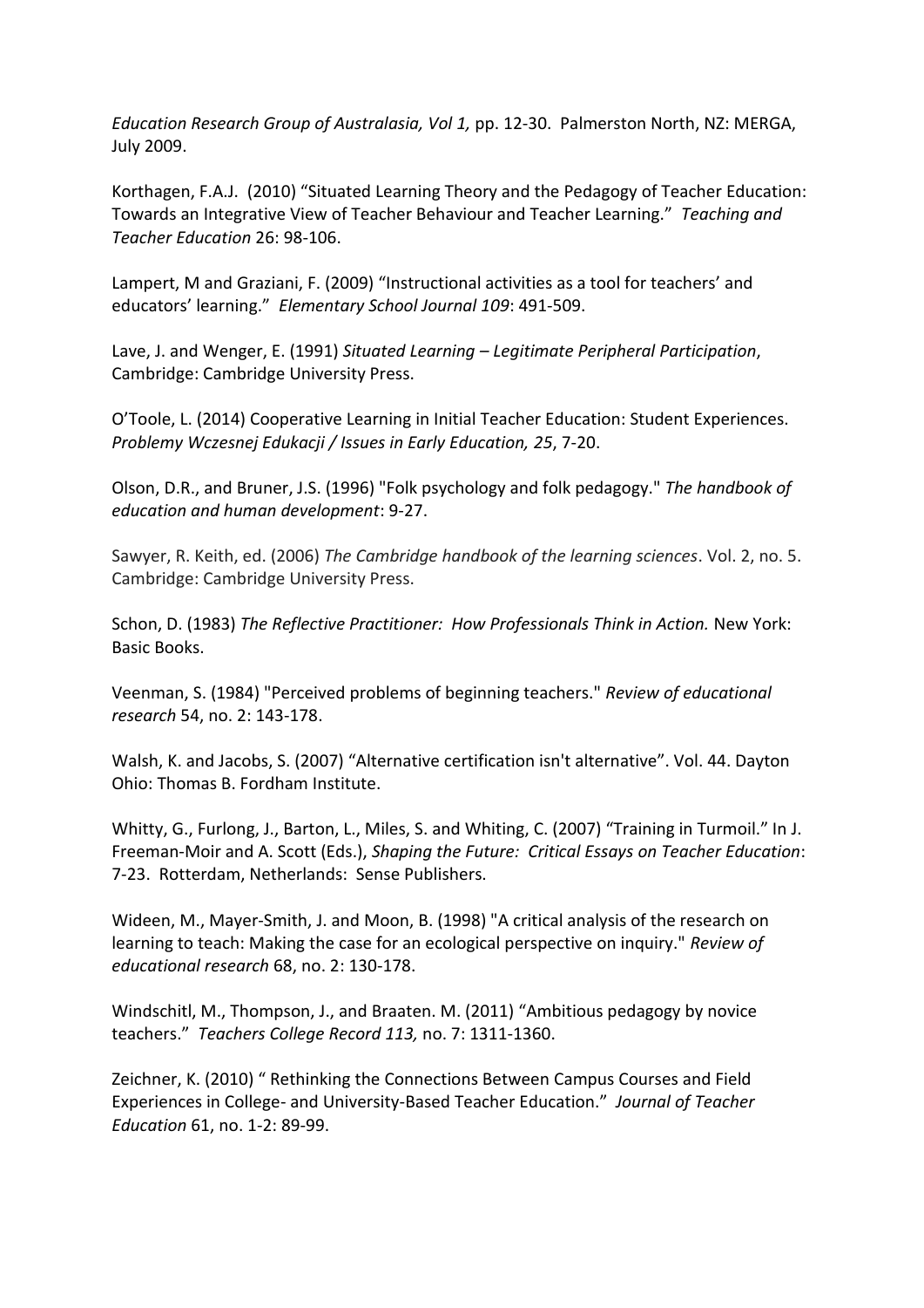*Education Research Group of Australasia, Vol 1,* pp. 12-30. Palmerston North, NZ: MERGA, July 2009.

Korthagen, F.A.J. (2010) "Situated Learning Theory and the Pedagogy of Teacher Education: Towards an Integrative View of Teacher Behaviour and Teacher Learning." *Teaching and Teacher Education* 26: 98-106.

Lampert, M and Graziani, F. (2009) "Instructional activities as a tool for teachers' and educators' learning." *Elementary School Journal 109*: 491-509.

Lave, J. and Wenger, E. (1991) *Situated Learning – Legitimate Peripheral Participation*, Cambridge: Cambridge University Press.

O'Toole, L. (2014) Cooperative Learning in Initial Teacher Education: Student Experiences. *Problemy Wczesnej Edukacji / Issues in Early Education, 25*, 7-20.

Olson, D.R., and Bruner, J.S. (1996) "Folk psychology and folk pedagogy." *The handbook of education and human development*: 9-27.

Sawyer, R. Keith, ed. (2006) *The Cambridge handbook of the learning sciences*. Vol. 2, no. 5. Cambridge: Cambridge University Press.

Schon, D. (1983) *The Reflective Practitioner: How Professionals Think in Action.* New York: Basic Books.

Veenman, S. (1984) "Perceived problems of beginning teachers." *Review of educational research* 54, no. 2: 143-178.

Walsh, K. and Jacobs, S. (2007) "Alternative certification isn't alternative". Vol. 44. Dayton Ohio: Thomas B. Fordham Institute.

Whitty, G., Furlong, J., Barton, L., Miles, S. and Whiting, C. (2007) "Training in Turmoil." In J. Freeman-Moir and A. Scott (Eds.), *Shaping the Future: Critical Essays on Teacher Education*: 7-23. Rotterdam, Netherlands: Sense Publishers.

Wideen, M., Mayer-Smith, J. and Moon, B. (1998) "A critical analysis of the research on learning to teach: Making the case for an ecological perspective on inquiry." *Review of educational research* 68, no. 2: 130-178.

Windschitl, M., Thompson, J., and Braaten. M. (2011) "Ambitious pedagogy by novice teachers." *Teachers College Record 113,* no. 7: 1311-1360.

Zeichner, K. (2010) " Rethinking the Connections Between Campus Courses and Field Experiences in College- and University-Based Teacher Education." *Journal of Teacher Education* 61, no. 1-2: 89-99.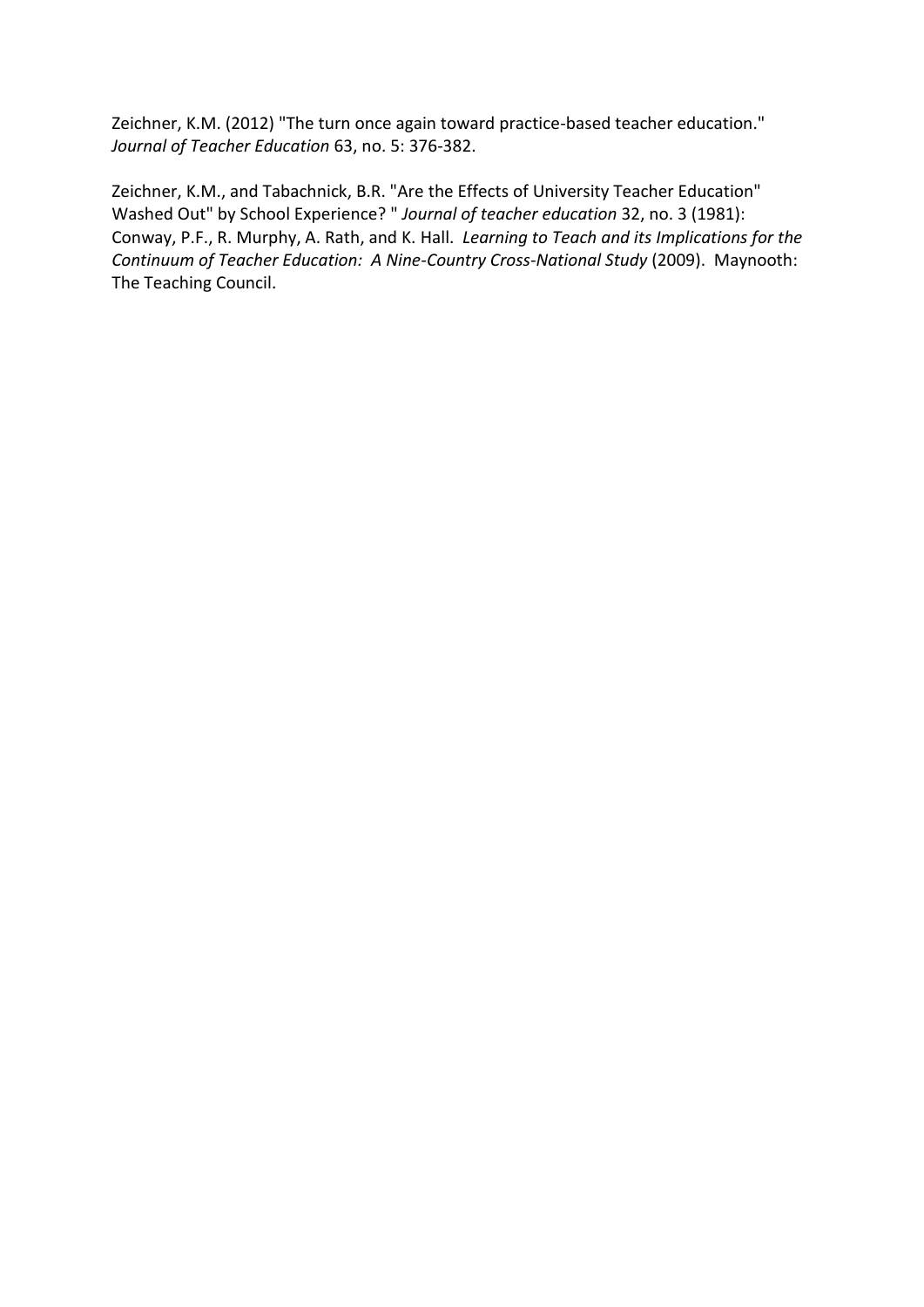Zeichner, K.M. (2012) "The turn once again toward practice-based teacher education." *Journal of Teacher Education* 63, no. 5: 376-382.

Zeichner, K.M., and Tabachnick, B.R. "Are the Effects of University Teacher Education" Washed Out" by School Experience? " *Journal of teacher education* 32, no. 3 (1981): Conway, P.F., R. Murphy, A. Rath, and K. Hall. *Learning to Teach and its Implications for the Continuum of Teacher Education: A Nine-Country Cross-National Study* (2009). Maynooth: The Teaching Council.